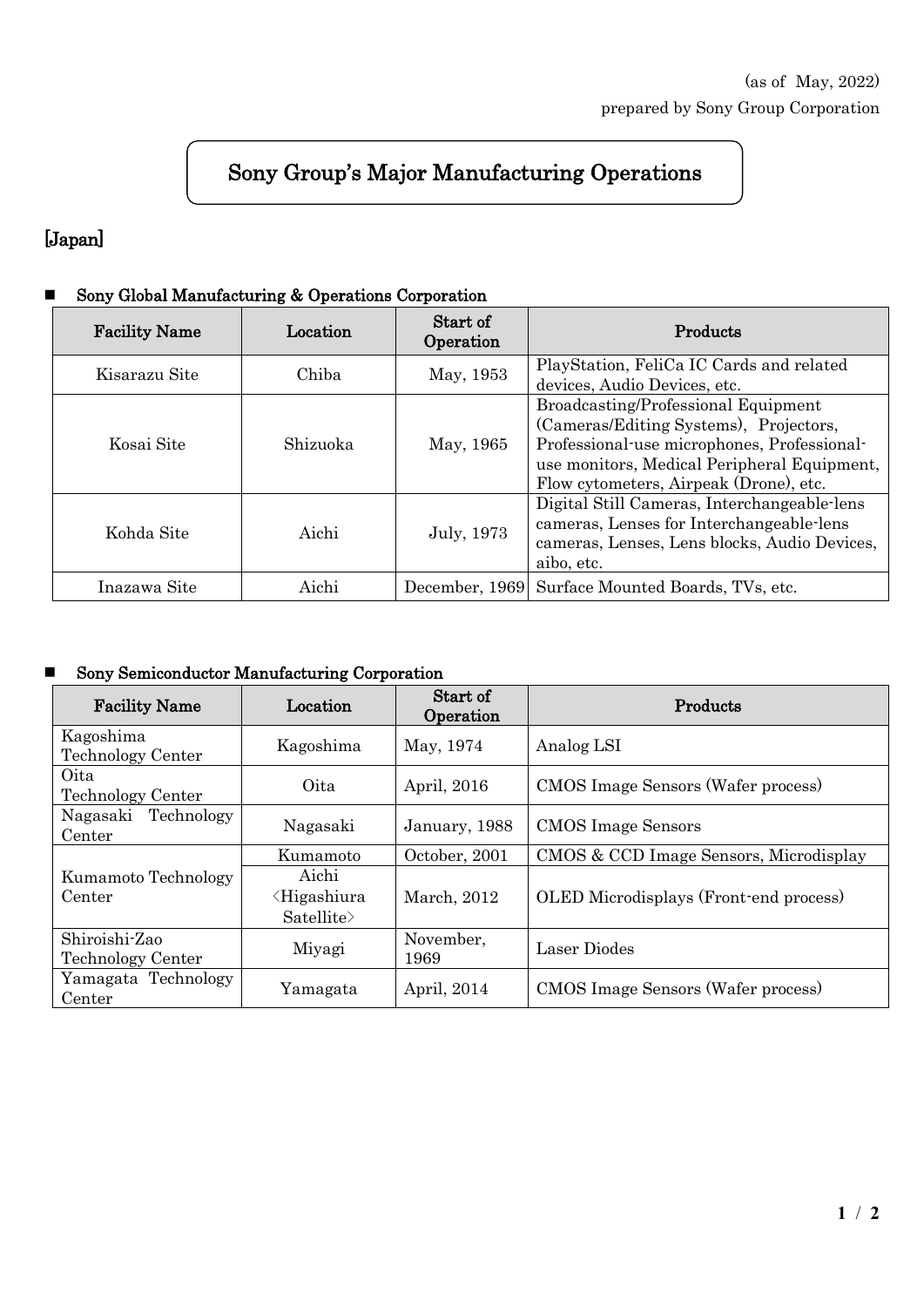(as of May, 2022)

prepared by Sony Group Corporation

# Sony Group's Major Manufacturing Operations

## [Japan]

### ■ Sony Global Manufacturing & Operations Corporation

| Facility Name | Location | Start of Operation | Products |
|---|---|---|---|
| Kisarazu Site | Chiba | May, 1953 | PlayStation, FeliCa IC Cards and related devices, Audio Devices, etc. |
| Kosai Site | Shizuoka | May, 1965 | Broadcasting/Professional Equipment (Cameras/Editing Systems), Projectors, Professional-use microphones, Professional-use monitors, Medical Peripheral Equipment, Flow cytometers, Airpeak (Drone), etc. |
| Kohda Site | Aichi | July, 1973 | Digital Still Cameras, Interchangeable-lens cameras, Lenses for Interchangeable-lens cameras, Lenses, Lens blocks, Audio Devices, aibo, etc. |
| Inazawa Site | Aichi | December, 1969 | Surface Mounted Boards, TVs, etc. |

### ■ Sony Semiconductor Manufacturing Corporation

| Facility Name | Location | Start of Operation | Products |
|---|---|---|---|
| Kagoshima Technology Center | Kagoshima | May, 1974 | Analog LSI |
| Oita Technology Center | Oita | April, 2016 | CMOS Image Sensors (Wafer process) |
| Nagasaki Technology Center | Nagasaki | January, 1988 | CMOS Image Sensors |
| Kumamoto Technology Center | Kumamoto | October, 2001 | CMOS & CCD Image Sensors, Microdisplay |
| | Aichi 〈Higashiura Satellite〉 | March, 2012 | OLED Microdisplays (Front-end process) |
| Shiroishi-Zao Technology Center | Miyagi | November, 1969 | Laser Diodes |
| Yamagata Technology Center | Yamagata | April, 2014 | CMOS Image Sensors (Wafer process) |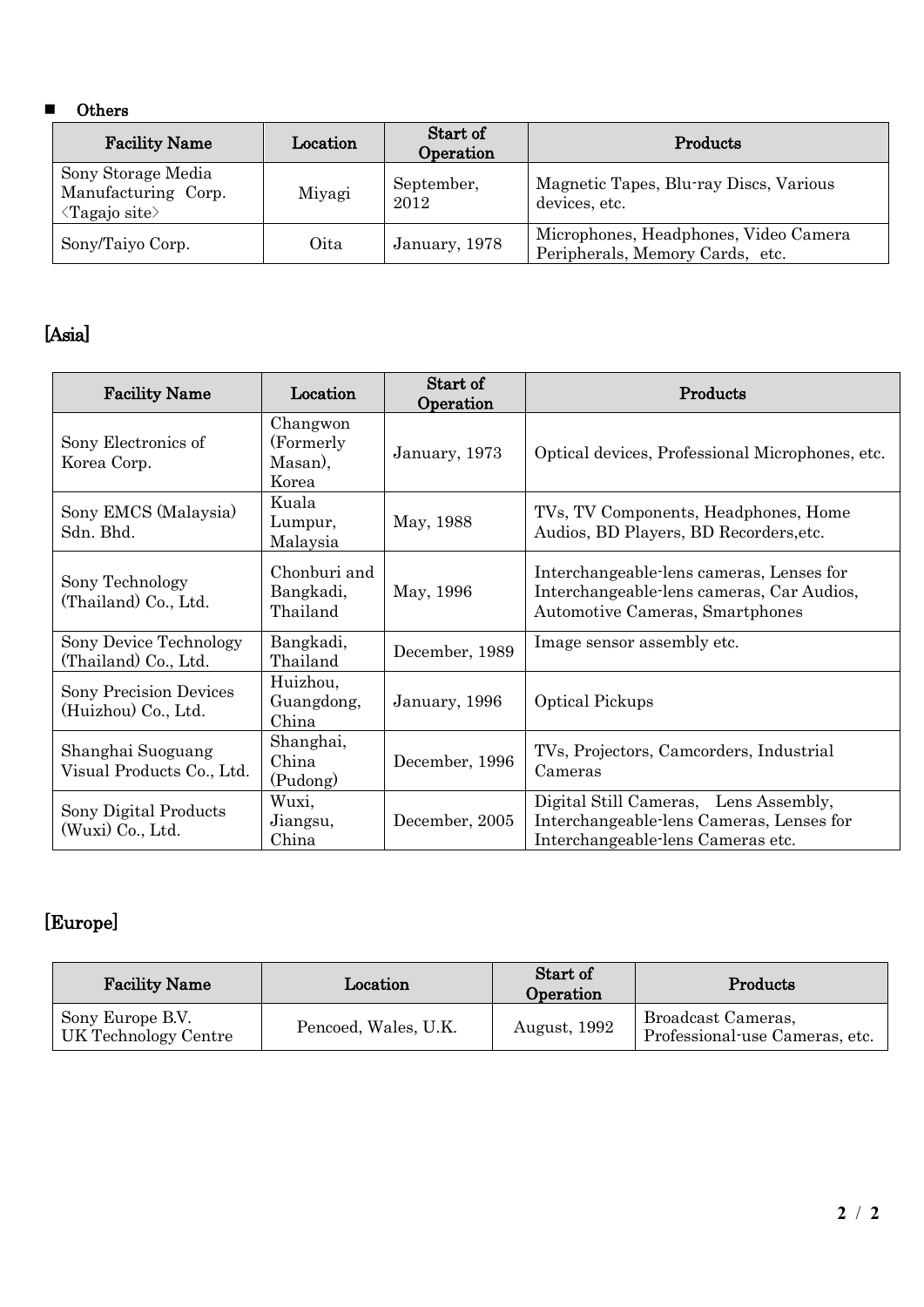- **Others**

| Facility Name | Location | Start of Operation | Products |
|---|---|---|---|
| Sony Storage Media Manufacturing Corp. 〈Tagajo site〉 | Miyagi | September, 2012 | Magnetic Tapes, Blu-ray Discs, Various devices, etc. |
| Sony/Taiyo Corp. | Oita | January, 1978 | Microphones, Headphones, Video Camera Peripherals, Memory Cards, etc. |

## [Asia]

| Facility Name | Location | Start of Operation | Products |
|---|---|---|---|
| Sony Electronics of Korea Corp. | Changwon (Formerly Masan), Korea | January, 1973 | Optical devices, Professional Microphones, etc. |
| Sony EMCS (Malaysia) Sdn. Bhd. | Kuala Lumpur, Malaysia | May, 1988 | TVs, TV Components, Headphones, Home Audios, BD Players, BD Recorders,etc. |
| Sony Technology (Thailand) Co., Ltd. | Chonburi and Bangkadi, Thailand | May, 1996 | Interchangeable-lens cameras, Lenses for Interchangeable-lens cameras, Car Audios, Automotive Cameras, Smartphones |
| Sony Device Technology (Thailand) Co., Ltd. | Bangkadi, Thailand | December, 1989 | Image sensor assembly etc. |
| Sony Precision Devices (Huizhou) Co., Ltd. | Huizhou, Guangdong, China | January, 1996 | Optical Pickups |
| Shanghai Suoguang Visual Products Co., Ltd. | Shanghai, China (Pudong) | December, 1996 | TVs, Projectors, Camcorders, Industrial Cameras |
| Sony Digital Products (Wuxi) Co., Ltd. | Wuxi, Jiangsu, China | December, 2005 | Digital Still Cameras, Lens Assembly, Interchangeable-lens Cameras, Lenses for Interchangeable-lens Cameras etc. |

## [Europe]

| Facility Name | Location | Start of Operation | Products |
|---|---|---|---|
| Sony Europe B.V. UK Technology Centre | Pencoed, Wales, U.K. | August, 1992 | Broadcast Cameras, Professional-use Cameras, etc. |